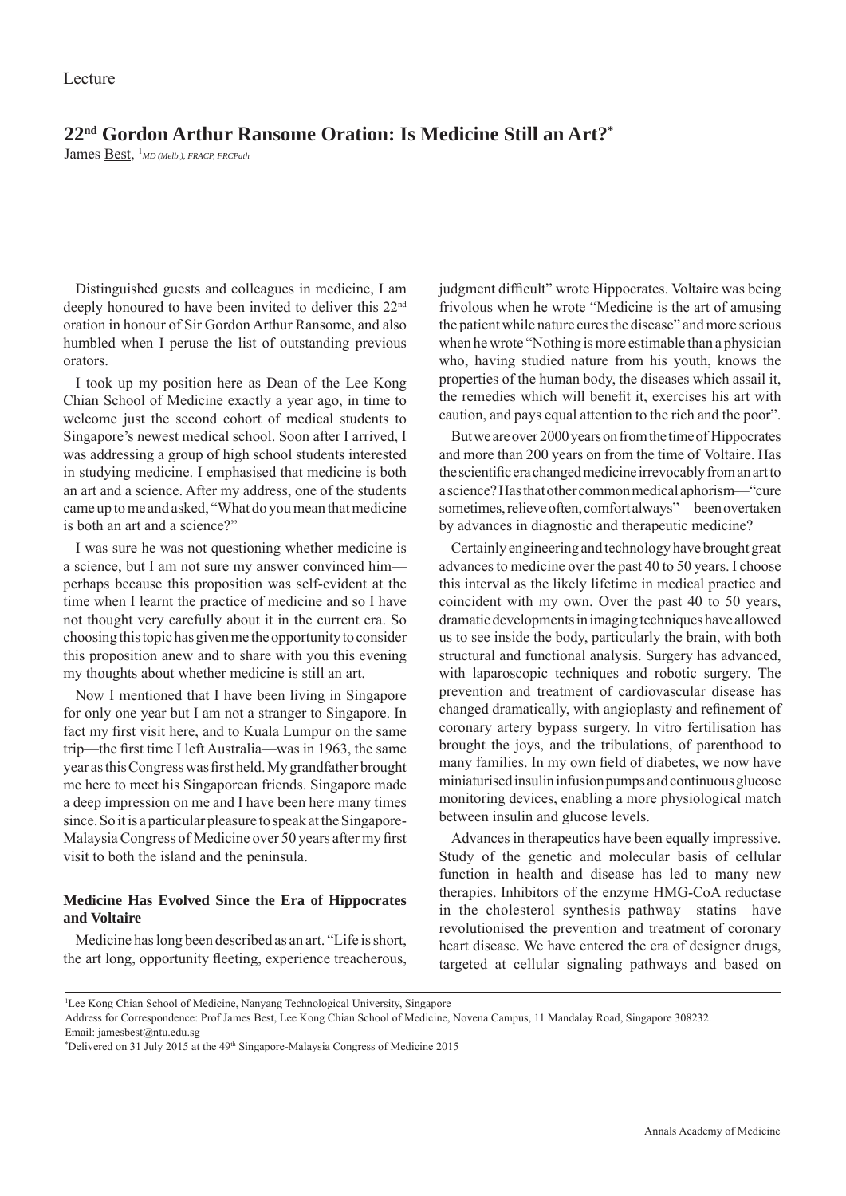Lecture

# 22nd Gordon Arthur Ransome Oration: Is Medicine Still an Art?*

James Best, [1]*MD (Melb.), FRACP, FRCPath*

Distinguished guests and colleagues in medicine, I am deeply honoured to have been invited to deliver this 22nd oration in honour of Sir Gordon Arthur Ransome, and also humbled when I peruse the list of outstanding previous orators.

I took up my position here as Dean of the Lee Kong Chian School of Medicine exactly a year ago, in time to welcome just the second cohort of medical students to Singapore's newest medical school. Soon after I arrived, I was addressing a group of high school students interested in studying medicine. I emphasised that medicine is both an art and a science. After my address, one of the students came up to me and asked, "What do you mean that medicine is both an art and a science?"

I was sure he was not questioning whether medicine is a science, but I am not sure my answer convinced him—perhaps because this proposition was self-evident at the time when I learnt the practice of medicine and so I have not thought very carefully about it in the current era. So choosing this topic has given me the opportunity to consider this proposition anew and to share with you this evening my thoughts about whether medicine is still an art.

Now I mentioned that I have been living in Singapore for only one year but I am not a stranger to Singapore. In fact my first visit here, and to Kuala Lumpur on the same trip—the first time I left Australia—was in 1963, the same year as this Congress was first held. My grandfather brought me here to meet his Singaporean friends. Singapore made a deep impression on me and I have been here many times since. So it is a particular pleasure to speak at the Singapore-Malaysia Congress of Medicine over 50 years after my first visit to both the island and the peninsula.

## Medicine Has Evolved Since the Era of Hippocrates and Voltaire

Medicine has long been described as an art. "Life is short, the art long, opportunity fleeting, experience treacherous, judgment difficult" wrote Hippocrates. Voltaire was being frivolous when he wrote "Medicine is the art of amusing the patient while nature cures the disease" and more serious when he wrote "Nothing is more estimable than a physician who, having studied nature from his youth, knows the properties of the human body, the diseases which assail it, the remedies which will benefit it, exercises his art with caution, and pays equal attention to the rich and the poor".

But we are over 2000 years on from the time of Hippocrates and more than 200 years on from the time of Voltaire. Has the scientific era changed medicine irrevocably from an art to a science? Has that other common medical aphorism—"cure sometimes, relieve often, comfort always"—been overtaken by advances in diagnostic and therapeutic medicine?

Certainly engineering and technology have brought great advances to medicine over the past 40 to 50 years. I choose this interval as the likely lifetime in medical practice and coincident with my own. Over the past 40 to 50 years, dramatic developments in imaging techniques have allowed us to see inside the body, particularly the brain, with both structural and functional analysis. Surgery has advanced, with laparoscopic techniques and robotic surgery. The prevention and treatment of cardiovascular disease has changed dramatically, with angioplasty and refinement of coronary artery bypass surgery. In vitro fertilisation has brought the joys, and the tribulations, of parenthood to many families. In my own field of diabetes, we now have miniaturised insulin infusion pumps and continuous glucose monitoring devices, enabling a more physiological match between insulin and glucose levels.

Advances in therapeutics have been equally impressive. Study of the genetic and molecular basis of cellular function in health and disease has led to many new therapies. Inhibitors of the enzyme HMG-CoA reductase in the cholesterol synthesis pathway—statins—have revolutionised the prevention and treatment of coronary heart disease. We have entered the era of designer drugs, targeted at cellular signaling pathways and based on

---

[1]Lee Kong Chian School of Medicine, Nanyang Technological University, Singapore

Address for Correspondence: Prof James Best, Lee Kong Chian School of Medicine, Novena Campus, 11 Mandalay Road, Singapore 308232.
Email: jamesbest@ntu.edu.sg

*Delivered on 31 July 2015 at the 49th Singapore-Malaysia Congress of Medicine 2015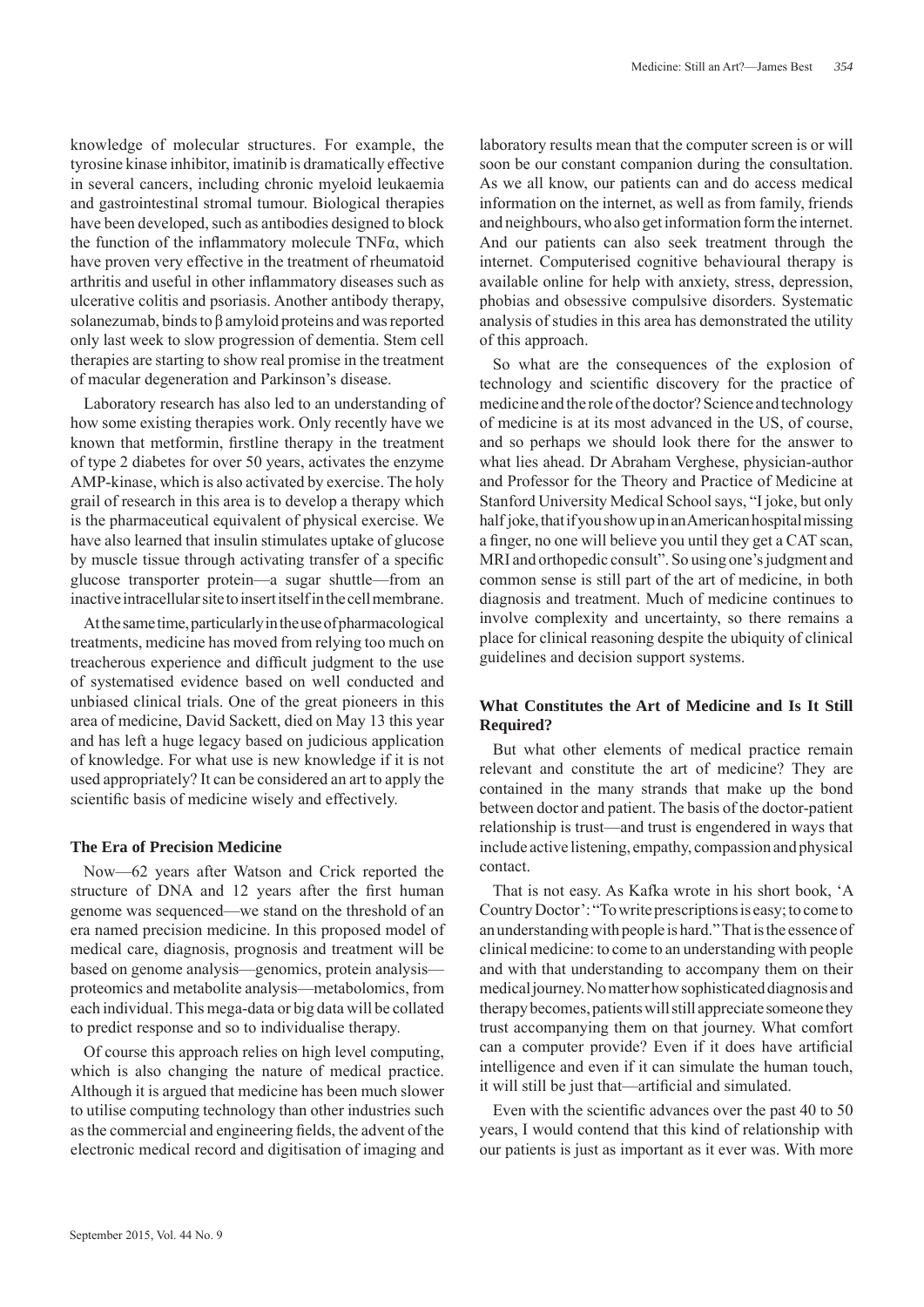knowledge of molecular structures. For example, the tyrosine kinase inhibitor, imatinib is dramatically effective in several cancers, including chronic myeloid leukaemia and gastrointestinal stromal tumour. Biological therapies have been developed, such as antibodies designed to block the function of the inflammatory molecule TNF$\alpha$, which have proven very effective in the treatment of rheumatoid arthritis and useful in other inflammatory diseases such as ulcerative colitis and psoriasis. Another antibody therapy, solanezumab, binds to $\beta$ amyloid proteins and was reported only last week to slow progression of dementia. Stem cell therapies are starting to show real promise in the treatment of macular degeneration and Parkinson's disease.

Laboratory research has also led to an understanding of how some existing therapies work. Only recently have we known that metformin, firstline therapy in the treatment of type 2 diabetes for over 50 years, activates the enzyme AMP-kinase, which is also activated by exercise. The holy grail of research in this area is to develop a therapy which is the pharmaceutical equivalent of physical exercise. We have also learned that insulin stimulates uptake of glucose by muscle tissue through activating transfer of a specific glucose transporter protein—a sugar shuttle—from an inactive intracellular site to insert itself in the cell membrane.

At the same time, particularly in the use of pharmacological treatments, medicine has moved from relying too much on treacherous experience and difficult judgment to the use of systematised evidence based on well conducted and unbiased clinical trials. One of the great pioneers in this area of medicine, David Sackett, died on May 13 this year and has left a huge legacy based on judicious application of knowledge. For what use is new knowledge if it is not used appropriately? It can be considered an art to apply the scientific basis of medicine wisely and effectively.

### The Era of Precision Medicine

Now—62 years after Watson and Crick reported the structure of DNA and 12 years after the first human genome was sequenced—we stand on the threshold of an era named precision medicine. In this proposed model of medical care, diagnosis, prognosis and treatment will be based on genome analysis—genomics, protein analysis—proteomics and metabolite analysis—metabolomics, from each individual. This mega-data or big data will be collated to predict response and so to individualise therapy.

Of course this approach relies on high level computing, which is also changing the nature of medical practice. Although it is argued that medicine has been much slower to utilise computing technology than other industries such as the commercial and engineering fields, the advent of the electronic medical record and digitisation of imaging and laboratory results mean that the computer screen is or will soon be our constant companion during the consultation. As we all know, our patients can and do access medical information on the internet, as well as from family, friends and neighbours, who also get information form the internet. And our patients can also seek treatment through the internet. Computerised cognitive behavioural therapy is available online for help with anxiety, stress, depression, phobias and obsessive compulsive disorders. Systematic analysis of studies in this area has demonstrated the utility of this approach.

So what are the consequences of the explosion of technology and scientific discovery for the practice of medicine and the role of the doctor? Science and technology of medicine is at its most advanced in the US, of course, and so perhaps we should look there for the answer to what lies ahead. Dr Abraham Verghese, physician-author and Professor for the Theory and Practice of Medicine at Stanford University Medical School says, "I joke, but only half joke, that if you show up in an American hospital missing a finger, no one will believe you until they get a CAT scan, MRI and orthopedic consult". So using one's judgment and common sense is still part of the art of medicine, in both diagnosis and treatment. Much of medicine continues to involve complexity and uncertainty, so there remains a place for clinical reasoning despite the ubiquity of clinical guidelines and decision support systems.

### What Constitutes the Art of Medicine and Is It Still Required?

But what other elements of medical practice remain relevant and constitute the art of medicine? They are contained in the many strands that make up the bond between doctor and patient. The basis of the doctor-patient relationship is trust—and trust is engendered in ways that include active listening, empathy, compassion and physical contact.

That is not easy. As Kafka wrote in his short book, 'A Country Doctor': "To write prescriptions is easy; to come to an understanding with people is hard." That is the essence of clinical medicine: to come to an understanding with people and with that understanding to accompany them on their medical journey. No matter how sophisticated diagnosis and therapy becomes, patients will still appreciate someone they trust accompanying them on that journey. What comfort can a computer provide? Even if it does have artificial intelligence and even if it can simulate the human touch, it will still be just that—artificial and simulated.

Even with the scientific advances over the past 40 to 50 years, I would contend that this kind of relationship with our patients is just as important as it ever was. With more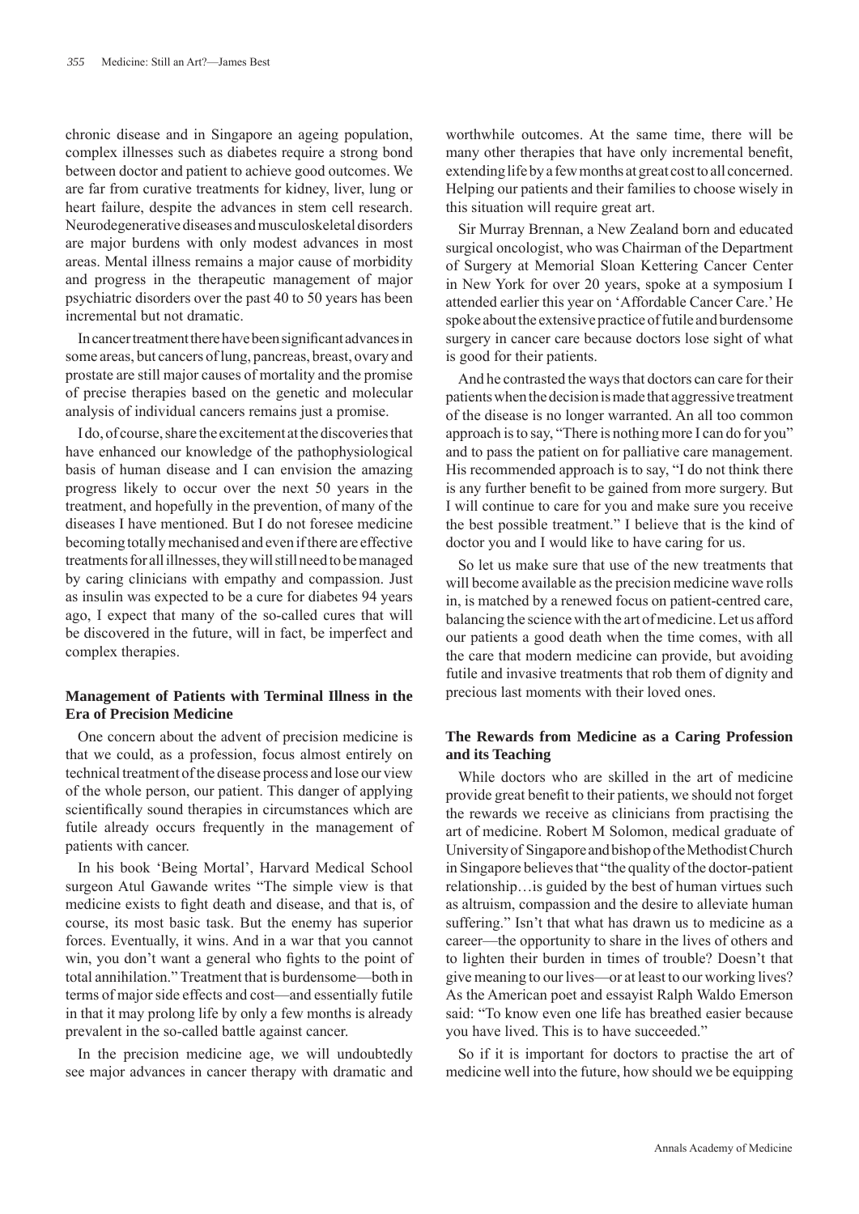chronic disease and in Singapore an ageing population, complex illnesses such as diabetes require a strong bond between doctor and patient to achieve good outcomes. We are far from curative treatments for kidney, liver, lung or heart failure, despite the advances in stem cell research. Neurodegenerative diseases and musculoskeletal disorders are major burdens with only modest advances in most areas. Mental illness remains a major cause of morbidity and progress in the therapeutic management of major psychiatric disorders over the past 40 to 50 years has been incremental but not dramatic.

In cancer treatment there have been significant advances in some areas, but cancers of lung, pancreas, breast, ovary and prostate are still major causes of mortality and the promise of precise therapies based on the genetic and molecular analysis of individual cancers remains just a promise.

I do, of course, share the excitement at the discoveries that have enhanced our knowledge of the pathophysiological basis of human disease and I can envision the amazing progress likely to occur over the next 50 years in the treatment, and hopefully in the prevention, of many of the diseases I have mentioned. But I do not foresee medicine becoming totally mechanised and even if there are effective treatments for all illnesses, they will still need to be managed by caring clinicians with empathy and compassion. Just as insulin was expected to be a cure for diabetes 94 years ago, I expect that many of the so-called cures that will be discovered in the future, will in fact, be imperfect and complex therapies.

### Management of Patients with Terminal Illness in the Era of Precision Medicine

One concern about the advent of precision medicine is that we could, as a profession, focus almost entirely on technical treatment of the disease process and lose our view of the whole person, our patient. This danger of applying scientifically sound therapies in circumstances which are futile already occurs frequently in the management of patients with cancer.

In his book 'Being Mortal', Harvard Medical School surgeon Atul Gawande writes "The simple view is that medicine exists to fight death and disease, and that is, of course, its most basic task. But the enemy has superior forces. Eventually, it wins. And in a war that you cannot win, you don't want a general who fights to the point of total annihilation." Treatment that is burdensome—both in terms of major side effects and cost—and essentially futile in that it may prolong life by only a few months is already prevalent in the so-called battle against cancer.

In the precision medicine age, we will undoubtedly see major advances in cancer therapy with dramatic and worthwhile outcomes. At the same time, there will be many other therapies that have only incremental benefit, extending life by a few months at great cost to all concerned. Helping our patients and their families to choose wisely in this situation will require great art.

Sir Murray Brennan, a New Zealand born and educated surgical oncologist, who was Chairman of the Department of Surgery at Memorial Sloan Kettering Cancer Center in New York for over 20 years, spoke at a symposium I attended earlier this year on 'Affordable Cancer Care.' He spoke about the extensive practice of futile and burdensome surgery in cancer care because doctors lose sight of what is good for their patients.

And he contrasted the ways that doctors can care for their patients when the decision is made that aggressive treatment of the disease is no longer warranted. An all too common approach is to say, "There is nothing more I can do for you" and to pass the patient on for palliative care management. His recommended approach is to say, "I do not think there is any further benefit to be gained from more surgery. But I will continue to care for you and make sure you receive the best possible treatment." I believe that is the kind of doctor you and I would like to have caring for us.

So let us make sure that use of the new treatments that will become available as the precision medicine wave rolls in, is matched by a renewed focus on patient-centred care, balancing the science with the art of medicine. Let us afford our patients a good death when the time comes, with all the care that modern medicine can provide, but avoiding futile and invasive treatments that rob them of dignity and precious last moments with their loved ones.

### The Rewards from Medicine as a Caring Profession and its Teaching

While doctors who are skilled in the art of medicine provide great benefit to their patients, we should not forget the rewards we receive as clinicians from practising the art of medicine. Robert M Solomon, medical graduate of University of Singapore and bishop of the Methodist Church in Singapore believes that "the quality of the doctor-patient relationship…is guided by the best of human virtues such as altruism, compassion and the desire to alleviate human suffering." Isn't that what has drawn us to medicine as a career—the opportunity to share in the lives of others and to lighten their burden in times of trouble? Doesn't that give meaning to our lives—or at least to our working lives? As the American poet and essayist Ralph Waldo Emerson said: "To know even one life has breathed easier because you have lived. This is to have succeeded."

So if it is important for doctors to practise the art of medicine well into the future, how should we be equipping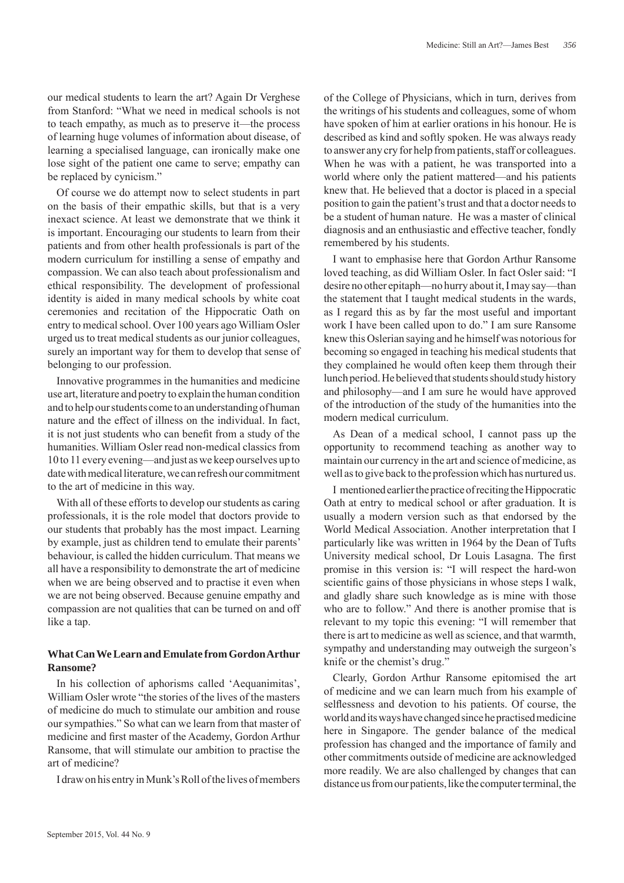our medical students to learn the art? Again Dr Verghese from Stanford: "What we need in medical schools is not to teach empathy, as much as to preserve it—the process of learning huge volumes of information about disease, of learning a specialised language, can ironically make one lose sight of the patient one came to serve; empathy can be replaced by cynicism."

Of course we do attempt now to select students in part on the basis of their empathic skills, but that is a very inexact science. At least we demonstrate that we think it is important. Encouraging our students to learn from their patients and from other health professionals is part of the modern curriculum for instilling a sense of empathy and compassion. We can also teach about professionalism and ethical responsibility. The development of professional identity is aided in many medical schools by white coat ceremonies and recitation of the Hippocratic Oath on entry to medical school. Over 100 years ago William Osler urged us to treat medical students as our junior colleagues, surely an important way for them to develop that sense of belonging to our profession.

Innovative programmes in the humanities and medicine use art, literature and poetry to explain the human condition and to help our students come to an understanding of human nature and the effect of illness on the individual. In fact, it is not just students who can benefit from a study of the humanities. William Osler read non-medical classics from 10 to 11 every evening—and just as we keep ourselves up to date with medical literature, we can refresh our commitment to the art of medicine in this way.

With all of these efforts to develop our students as caring professionals, it is the role model that doctors provide to our students that probably has the most impact. Learning by example, just as children tend to emulate their parents' behaviour, is called the hidden curriculum. That means we all have a responsibility to demonstrate the art of medicine when we are being observed and to practise it even when we are not being observed. Because genuine empathy and compassion are not qualities that can be turned on and off like a tap.

### What Can We Learn and Emulate from Gordon Arthur Ransome?

In his collection of aphorisms called 'Aequanimitas', William Osler wrote "the stories of the lives of the masters of medicine do much to stimulate our ambition and rouse our sympathies." So what can we learn from that master of medicine and first master of the Academy, Gordon Arthur Ransome, that will stimulate our ambition to practise the art of medicine?

I draw on his entry in Munk's Roll of the lives of members of the College of Physicians, which in turn, derives from the writings of his students and colleagues, some of whom have spoken of him at earlier orations in his honour. He is described as kind and softly spoken. He was always ready to answer any cry for help from patients, staff or colleagues. When he was with a patient, he was transported into a world where only the patient mattered—and his patients knew that. He believed that a doctor is placed in a special position to gain the patient's trust and that a doctor needs to be a student of human nature. He was a master of clinical diagnosis and an enthusiastic and effective teacher, fondly remembered by his students.

I want to emphasise here that Gordon Arthur Ransome loved teaching, as did William Osler. In fact Osler said: "I desire no other epitaph—no hurry about it, I may say—than the statement that I taught medical students in the wards, as I regard this as by far the most useful and important work I have been called upon to do." I am sure Ransome knew this Oslerian saying and he himself was notorious for becoming so engaged in teaching his medical students that they complained he would often keep them through their lunch period. He believed that students should study history and philosophy—and I am sure he would have approved of the introduction of the study of the humanities into the modern medical curriculum.

As Dean of a medical school, I cannot pass up the opportunity to recommend teaching as another way to maintain our currency in the art and science of medicine, as well as to give back to the profession which has nurtured us.

I mentioned earlier the practice of reciting the Hippocratic Oath at entry to medical school or after graduation. It is usually a modern version such as that endorsed by the World Medical Association. Another interpretation that I particularly like was written in 1964 by the Dean of Tufts University medical school, Dr Louis Lasagna. The first promise in this version is: "I will respect the hard-won scientific gains of those physicians in whose steps I walk, and gladly share such knowledge as is mine with those who are to follow." And there is another promise that is relevant to my topic this evening: "I will remember that there is art to medicine as well as science, and that warmth, sympathy and understanding may outweigh the surgeon's knife or the chemist's drug."

Clearly, Gordon Arthur Ransome epitomised the art of medicine and we can learn much from his example of selflessness and devotion to his patients. Of course, the world and its ways have changed since he practised medicine here in Singapore. The gender balance of the medical profession has changed and the importance of family and other commitments outside of medicine are acknowledged more readily. We are also challenged by changes that can distance us from our patients, like the computer terminal, the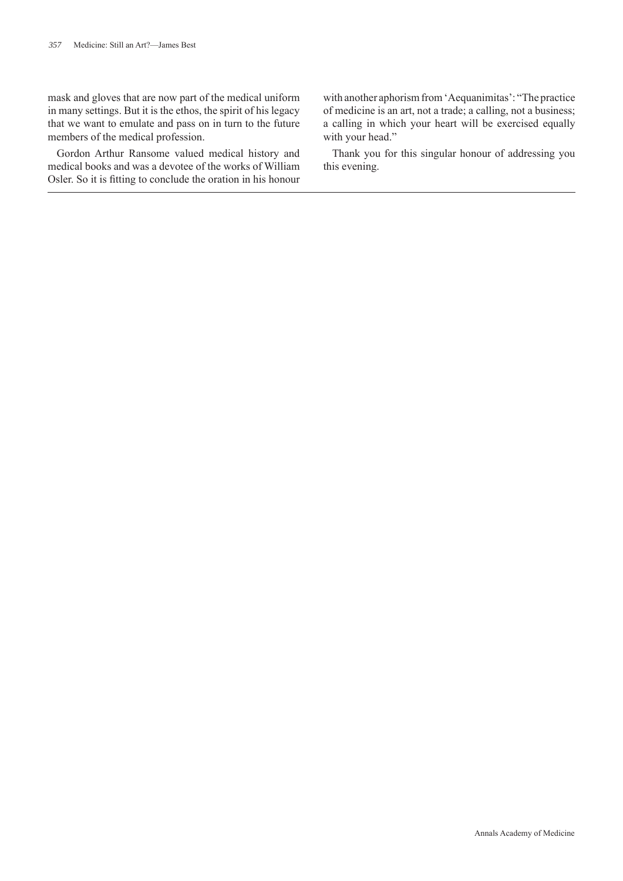mask and gloves that are now part of the medical uniform in many settings. But it is the ethos, the spirit of his legacy that we want to emulate and pass on in turn to the future members of the medical profession.

Gordon Arthur Ransome valued medical history and medical books and was a devotee of the works of William Osler. So it is fitting to conclude the oration in his honour with another aphorism from 'Aequanimitas': "The practice of medicine is an art, not a trade; a calling, not a business; a calling in which your heart will be exercised equally with your head."

Thank you for this singular honour of addressing you this evening.